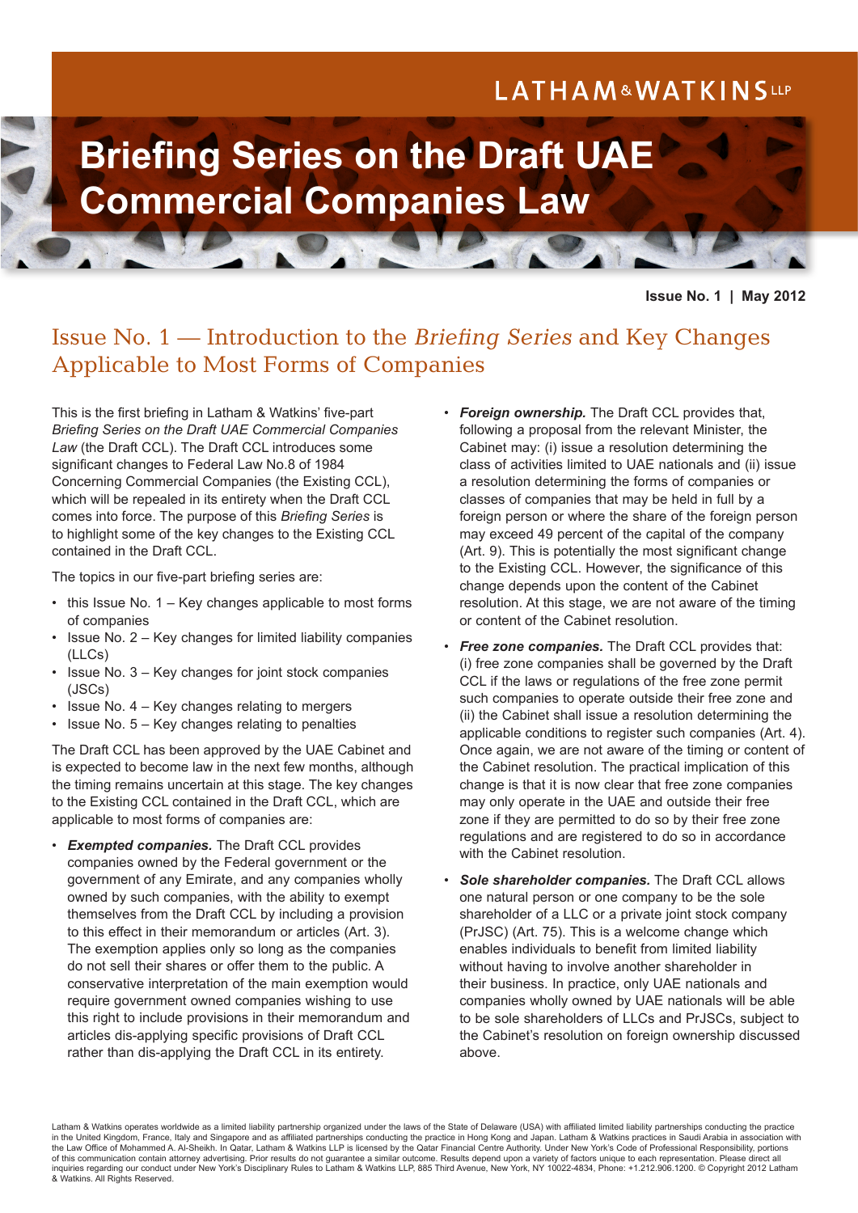LATHAM & WATKINS LLP

# Briefing Series on the Draft UAE Commercial Companies Law

**Issue No. 1 | May 2012**

## Issue No. 1 — Introduction to the *Briefing Series* and Key Changes Applicable to Most Forms of Companies

This is the first briefing in Latham & Watkins' five-part *Briefing Series on the Draft UAE Commercial Companies Law* (the Draft CCL). The Draft CCL introduces some significant changes to Federal Law No.8 of 1984 Concerning Commercial Companies (the Existing CCL), which will be repealed in its entirety when the Draft CCL comes into force. The purpose of this *Briefing Series* is to highlight some of the key changes to the Existing CCL contained in the Draft CCL.

The topics in our five-part briefing series are:

- this Issue No. 1 – Key changes applicable to most forms of companies
- Issue No. 2 – Key changes for limited liability companies (LLCs)
- Issue No. 3 – Key changes for joint stock companies (JSCs)
- Issue No. 4 – Key changes relating to mergers
- Issue No. 5 – Key changes relating to penalties

The Draft CCL has been approved by the UAE Cabinet and is expected to become law in the next few months, although the timing remains uncertain at this stage. The key changes to the Existing CCL contained in the Draft CCL, which are applicable to most forms of companies are:

- ***Exempted companies.*** The Draft CCL provides companies owned by the Federal government or the government of any Emirate, and any companies wholly owned by such companies, with the ability to exempt themselves from the Draft CCL by including a provision to this effect in their memorandum or articles (Art. 3). The exemption applies only so long as the companies do not sell their shares or offer them to the public. A conservative interpretation of the main exemption would require government owned companies wishing to use this right to include provisions in their memorandum and articles dis-applying specific provisions of Draft CCL rather than dis-applying the Draft CCL in its entirety.
- ***Foreign ownership.*** The Draft CCL provides that, following a proposal from the relevant Minister, the Cabinet may: (i) issue a resolution determining the class of activities limited to UAE nationals and (ii) issue a resolution determining the forms of companies or classes of companies that may be held in full by a foreign person or where the share of the foreign person may exceed 49 percent of the capital of the company (Art. 9). This is potentially the most significant change to the Existing CCL. However, the significance of this change depends upon the content of the Cabinet resolution. At this stage, we are not aware of the timing or content of the Cabinet resolution.
- ***Free zone companies.*** The Draft CCL provides that: (i) free zone companies shall be governed by the Draft CCL if the laws or regulations of the free zone permit such companies to operate outside their free zone and (ii) the Cabinet shall issue a resolution determining the applicable conditions to register such companies (Art. 4). Once again, we are not aware of the timing or content of the Cabinet resolution. The practical implication of this change is that it is now clear that free zone companies may only operate in the UAE and outside their free zone if they are permitted to do so by their free zone regulations and are registered to do so in accordance with the Cabinet resolution.
- ***Sole shareholder companies.*** The Draft CCL allows one natural person or one company to be the sole shareholder of a LLC or a private joint stock company (PrJSC) (Art. 75). This is a welcome change which enables individuals to benefit from limited liability without having to involve another shareholder in their business. In practice, only UAE nationals and companies wholly owned by UAE nationals will be able to be sole shareholders of LLCs and PrJSCs, subject to the Cabinet's resolution on foreign ownership discussed above.

Latham & Watkins operates worldwide as a limited liability partnership organized under the laws of the State of Delaware (USA) with affiliated limited liability partnerships conducting the practice in the United Kingdom, France, Italy and Singapore and as affiliated partnerships conducting the practice in Hong Kong and Japan. Latham & Watkins practices in Saudi Arabia in association with the Law Office of Mohammed A. Al-Sheikh. In Qatar, Latham & Watkins LLP is licensed by the Qatar Financial Centre Authority. Under New York's Code of Professional Responsibility, portions of this communication contain attorney advertising. Prior results do not guarantee a similar outcome. Results depend upon a variety of factors unique to each representation. Please direct all inquiries regarding our conduct under New York's Disciplinary Rules to Latham & Watkins LLP, 885 Third Avenue, New York, NY 10022-4834, Phone: +1.212.906.1200. © Copyright 2012 Latham & Watkins. All Rights Reserved.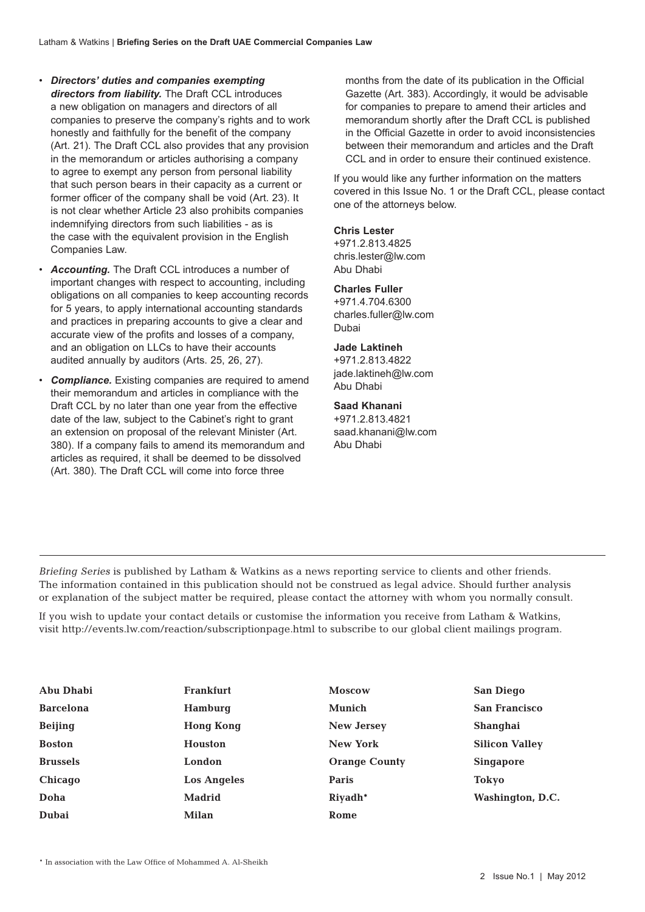- ***Directors' duties and companies exempting directors from liability.*** The Draft CCL introduces a new obligation on managers and directors of all companies to preserve the company's rights and to work honestly and faithfully for the benefit of the company (Art. 21). The Draft CCL also provides that any provision in the memorandum or articles authorising a company to agree to exempt any person from personal liability that such person bears in their capacity as a current or former officer of the company shall be void (Art. 23). It is not clear whether Article 23 also prohibits companies indemnifying directors from such liabilities - as is the case with the equivalent provision in the English Companies Law.
- ***Accounting.*** The Draft CCL introduces a number of important changes with respect to accounting, including obligations on all companies to keep accounting records for 5 years, to apply international accounting standards and practices in preparing accounts to give a clear and accurate view of the profits and losses of a company, and an obligation on LLCs to have their accounts audited annually by auditors (Arts. 25, 26, 27).
- ***Compliance.*** Existing companies are required to amend their memorandum and articles in compliance with the Draft CCL by no later than one year from the effective date of the law, subject to the Cabinet's right to grant an extension on proposal of the relevant Minister (Art. 380). If a company fails to amend its memorandum and articles as required, it shall be deemed to be dissolved (Art. 380). The Draft CCL will come into force three months from the date of its publication in the Official Gazette (Art. 383). Accordingly, it would be advisable for companies to prepare to amend their articles and memorandum shortly after the Draft CCL is published in the Official Gazette in order to avoid inconsistencies between their memorandum and articles and the Draft CCL and in order to ensure their continued existence.

If you would like any further information on the matters covered in this Issue No. 1 or the Draft CCL, please contact one of the attorneys below.

**Chris Lester**
+971.2.813.4825
chris.lester@lw.com
Abu Dhabi

**Charles Fuller**
+971.4.704.6300
charles.fuller@lw.com
Dubai

**Jade Laktineh**
+971.2.813.4822
jade.laktineh@lw.com
Abu Dhabi

**Saad Khanani**
+971.2.813.4821
saad.khanani@lw.com
Abu Dhabi

---

*Briefing Series* is published by Latham & Watkins as a news reporting service to clients and other friends. The information contained in this publication should not be construed as legal advice. Should further analysis or explanation of the subject matter be required, please contact the attorney with whom you normally consult.

If you wish to update your contact details or customise the information you receive from Latham & Watkins, visit http://events.lw.com/reaction/subscriptionpage.html to subscribe to our global client mailings program.

| | | | |
|---|---|---|---|
| **Abu Dhabi** | **Frankfurt** | **Moscow** | **San Diego** |
| **Barcelona** | **Hamburg** | **Munich** | **San Francisco** |
| **Beijing** | **Hong Kong** | **New Jersey** | **Shanghai** |
| **Boston** | **Houston** | **New York** | **Silicon Valley** |
| **Brussels** | **London** | **Orange County** | **Singapore** |
| **Chicago** | **Los Angeles** | **Paris** | **Tokyo** |
| **Doha** | **Madrid** | **Riyadh*** | **Washington, D.C.** |
| **Dubai** | **Milan** | **Rome** | |

* In association with the Law Office of Mohammed A. Al-Sheikh